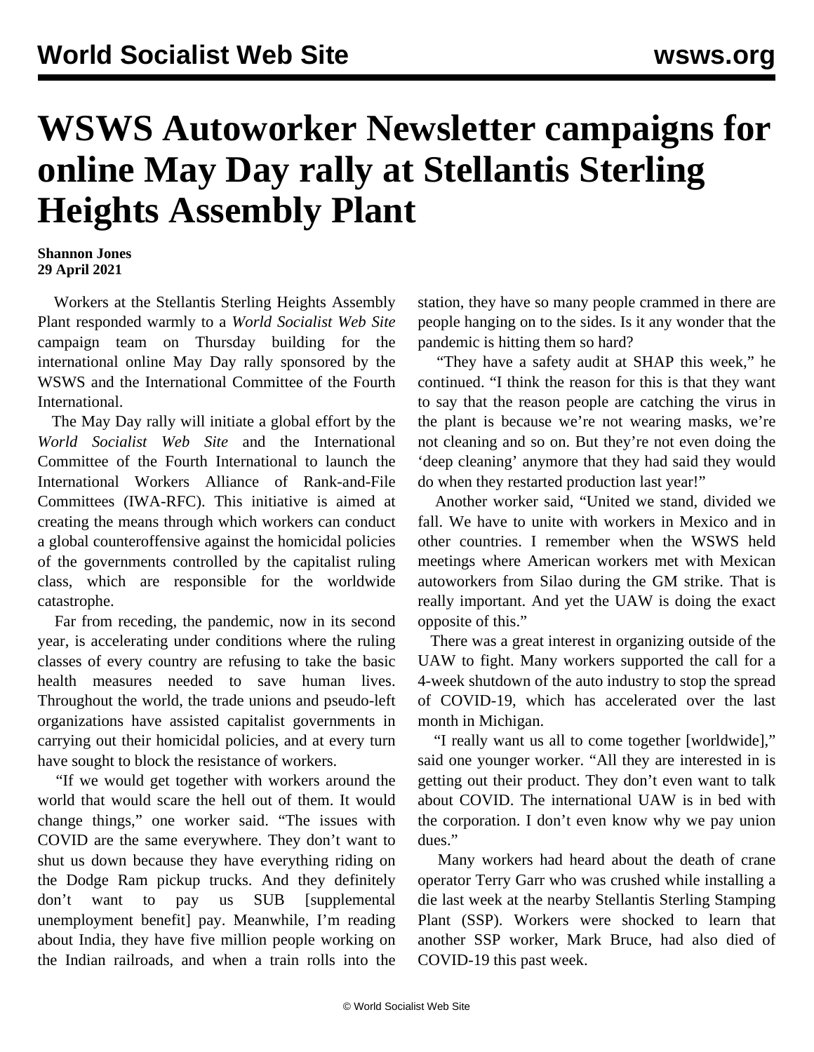# WSWS Autoworker Newsletter campaigns for online May Day rally at Stellantis Sterling Heights Assembly Plant

**Shannon Jones**
**29 April 2021**

Workers at the Stellantis Sterling Heights Assembly Plant responded warmly to a *World Socialist Web Site* campaign team on Thursday building for the international online May Day rally sponsored by the WSWS and the International Committee of the Fourth International.

The May Day rally will initiate a global effort by the *World Socialist Web Site* and the International Committee of the Fourth International to launch the International Workers Alliance of Rank-and-File Committees (IWA-RFC). This initiative is aimed at creating the means through which workers can conduct a global counteroffensive against the homicidal policies of the governments controlled by the capitalist ruling class, which are responsible for the worldwide catastrophe.

Far from receding, the pandemic, now in its second year, is accelerating under conditions where the ruling classes of every country are refusing to take the basic health measures needed to save human lives. Throughout the world, the trade unions and pseudo-left organizations have assisted capitalist governments in carrying out their homicidal policies, and at every turn have sought to block the resistance of workers.

"If we would get together with workers around the world that would scare the hell out of them. It would change things," one worker said. "The issues with COVID are the same everywhere. They don't want to shut us down because they have everything riding on the Dodge Ram pickup trucks. And they definitely don't want to pay us SUB [supplemental unemployment benefit] pay. Meanwhile, I'm reading about India, they have five million people working on the Indian railroads, and when a train rolls into the station, they have so many people crammed in there are people hanging on to the sides. Is it any wonder that the pandemic is hitting them so hard?

"They have a safety audit at SHAP this week," he continued. "I think the reason for this is that they want to say that the reason people are catching the virus in the plant is because we're not wearing masks, we're not cleaning and so on. But they're not even doing the 'deep cleaning' anymore that they had said they would do when they restarted production last year!"

Another worker said, "United we stand, divided we fall. We have to unite with workers in Mexico and in other countries. I remember when the WSWS held meetings where American workers met with Mexican autoworkers from Silao during the GM strike. That is really important. And yet the UAW is doing the exact opposite of this."

There was a great interest in organizing outside of the UAW to fight. Many workers supported the call for a 4-week shutdown of the auto industry to stop the spread of COVID-19, which has accelerated over the last month in Michigan.

"I really want us all to come together [worldwide]," said one younger worker. "All they are interested in is getting out their product. They don't even want to talk about COVID. The international UAW is in bed with the corporation. I don't even know why we pay union dues."

Many workers had heard about the death of crane operator Terry Garr who was crushed while installing a die last week at the nearby Stellantis Sterling Stamping Plant (SSP). Workers were shocked to learn that another SSP worker, Mark Bruce, had also died of COVID-19 this past week.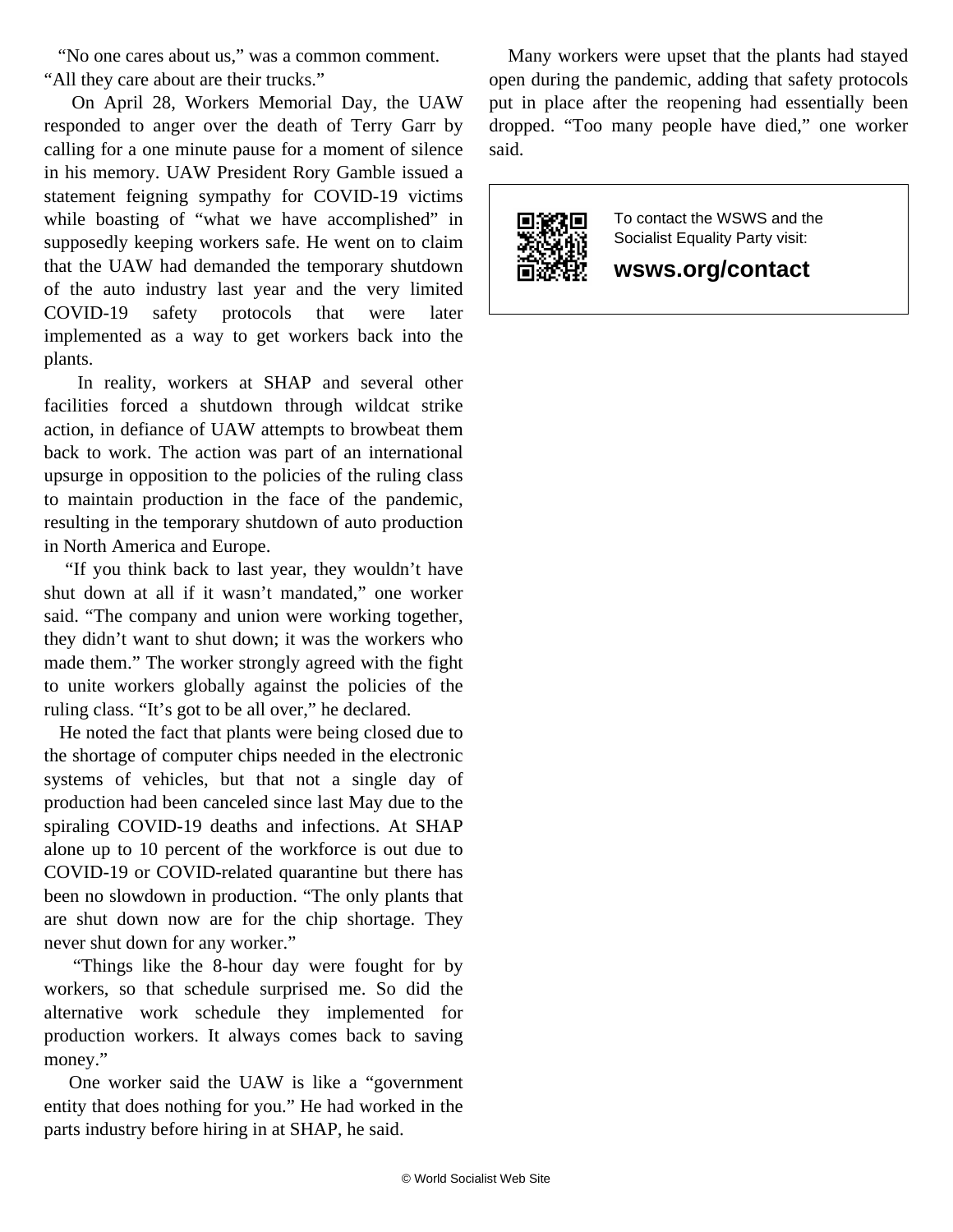"No one cares about us," was a common comment. "All they care about are their trucks."

On April 28, Workers Memorial Day, the UAW responded to anger over the death of Terry Garr by calling for a one minute pause for a moment of silence in his memory. UAW President Rory Gamble issued a statement feigning sympathy for COVID-19 victims while boasting of "what we have accomplished" in supposedly keeping workers safe. He went on to claim that the UAW had demanded the temporary shutdown of the auto industry last year and the very limited COVID-19 safety protocols that were later implemented as a way to get workers back into the plants.

In reality, workers at SHAP and several other facilities forced a shutdown through wildcat strike action, in defiance of UAW attempts to browbeat them back to work. The action was part of an international upsurge in opposition to the policies of the ruling class to maintain production in the face of the pandemic, resulting in the temporary shutdown of auto production in North America and Europe.

"If you think back to last year, they wouldn't have shut down at all if it wasn't mandated," one worker said. "The company and union were working together, they didn't want to shut down; it was the workers who made them." The worker strongly agreed with the fight to unite workers globally against the policies of the ruling class. "It's got to be all over," he declared.

He noted the fact that plants were being closed due to the shortage of computer chips needed in the electronic systems of vehicles, but that not a single day of production had been canceled since last May due to the spiraling COVID-19 deaths and infections. At SHAP alone up to 10 percent of the workforce is out due to COVID-19 or COVID-related quarantine but there has been no slowdown in production. "The only plants that are shut down now are for the chip shortage. They never shut down for any worker."

"Things like the 8-hour day were fought for by workers, so that schedule surprised me. So did the alternative work schedule they implemented for production workers. It always comes back to saving money."

One worker said the UAW is like a "government entity that does nothing for you." He had worked in the parts industry before hiring in at SHAP, he said.

Many workers were upset that the plants had stayed open during the pandemic, adding that safety protocols put in place after the reopening had essentially been dropped. "Too many people have died," one worker said.

To contact the WSWS and the Socialist Equality Party visit:

**wsws.org/contact**